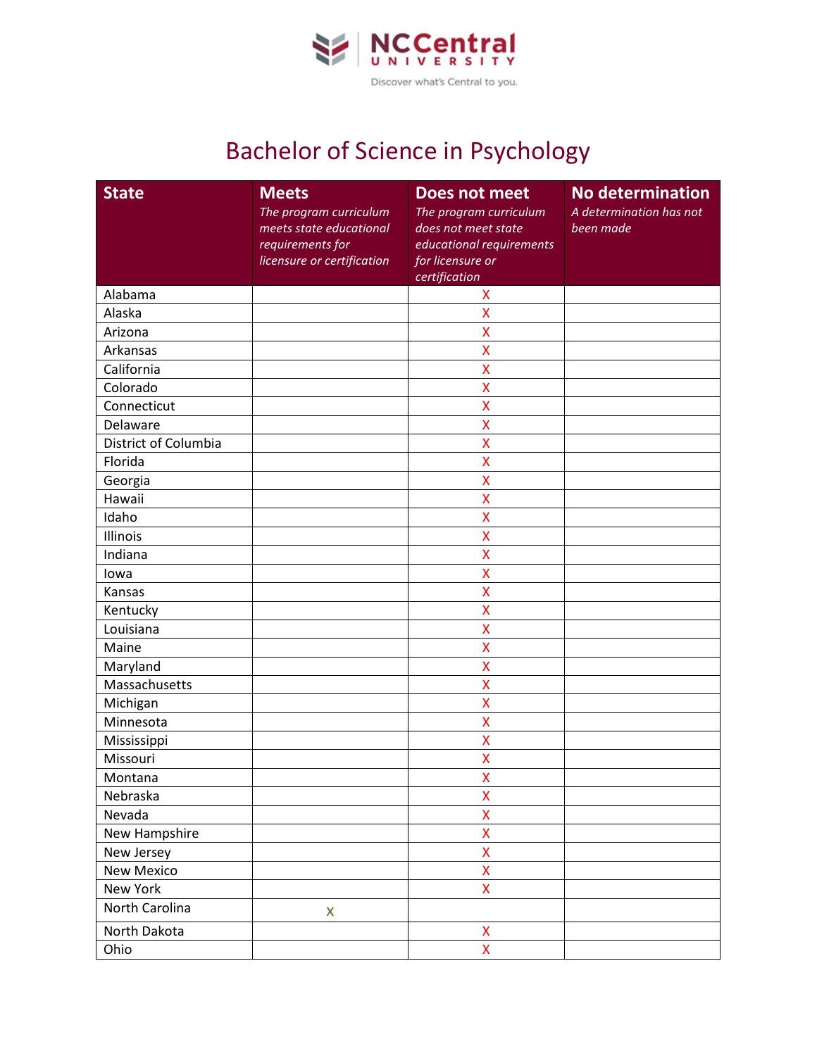NCCentral UNIVERSITY

Discover what's Central to you.

# Bachelor of Science in Psychology

| State | Meets *The program curriculum meets state educational requirements for licensure or certification* | Does not meet *The program curriculum does not meet state educational requirements for licensure or certification* | No determination *A determination has not been made* |
|---|---|---|---|
| Alabama | | X | |
| Alaska | | X | |
| Arizona | | X | |
| Arkansas | | X | |
| California | | X | |
| Colorado | | X | |
| Connecticut | | X | |
| Delaware | | X | |
| District of Columbia | | X | |
| Florida | | X | |
| Georgia | | X | |
| Hawaii | | X | |
| Idaho | | X | |
| Illinois | | X | |
| Indiana | | X | |
| Iowa | | X | |
| Kansas | | X | |
| Kentucky | | X | |
| Louisiana | | X | |
| Maine | | X | |
| Maryland | | X | |
| Massachusetts | | X | |
| Michigan | | X | |
| Minnesota | | X | |
| Mississippi | | X | |
| Missouri | | X | |
| Montana | | X | |
| Nebraska | | X | |
| Nevada | | X | |
| New Hampshire | | X | |
| New Jersey | | X | |
| New Mexico | | X | |
| New York | | X | |
| North Carolina | X | | |
| North Dakota | | X | |
| Ohio | | X | |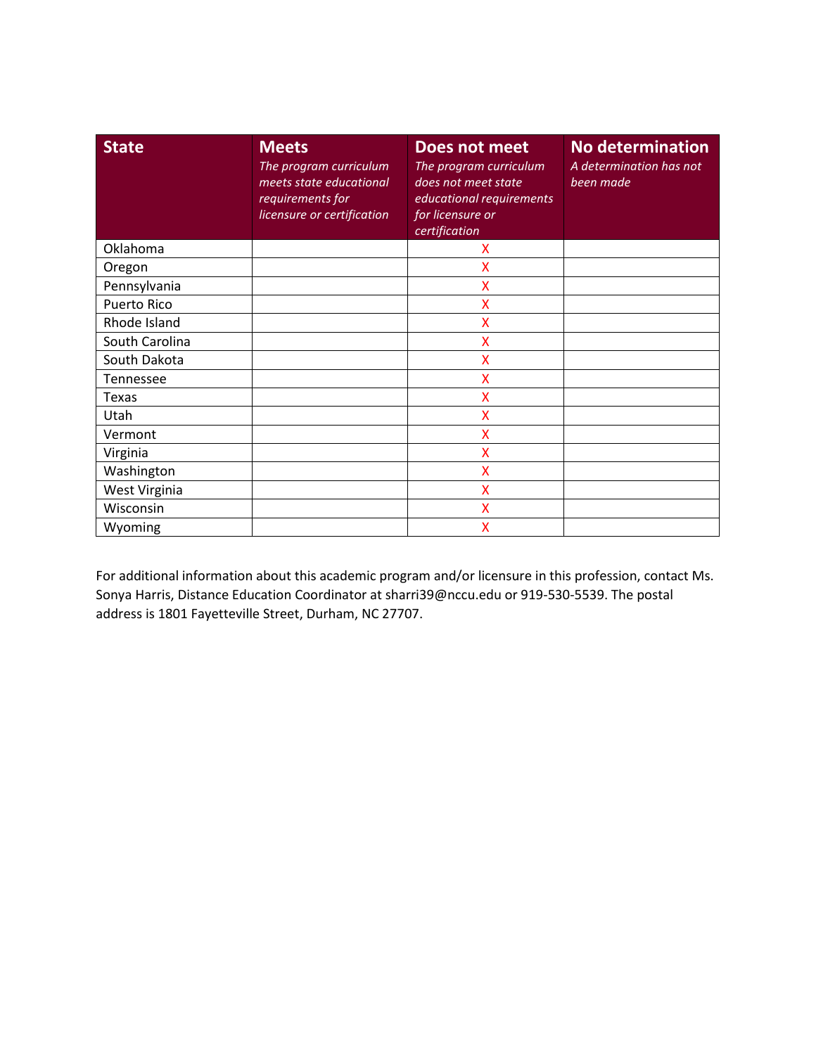| **State** | **Meets** *The program curriculum meets state educational requirements for licensure or certification* | **Does not meet** *The program curriculum does not meet state educational requirements for licensure or certification* | **No determination** *A determination has not been made* |
|---|---|---|---|
| Oklahoma | | X | |
| Oregon | | X | |
| Pennsylvania | | X | |
| Puerto Rico | | X | |
| Rhode Island | | X | |
| South Carolina | | X | |
| South Dakota | | X | |
| Tennessee | | X | |
| Texas | | X | |
| Utah | | X | |
| Vermont | | X | |
| Virginia | | X | |
| Washington | | X | |
| West Virginia | | X | |
| Wisconsin | | X | |
| Wyoming | | X | |

For additional information about this academic program and/or licensure in this profession, contact Ms. Sonya Harris, Distance Education Coordinator at sharri39@nccu.edu or 919-530-5539. The postal address is 1801 Fayetteville Street, Durham, NC 27707.